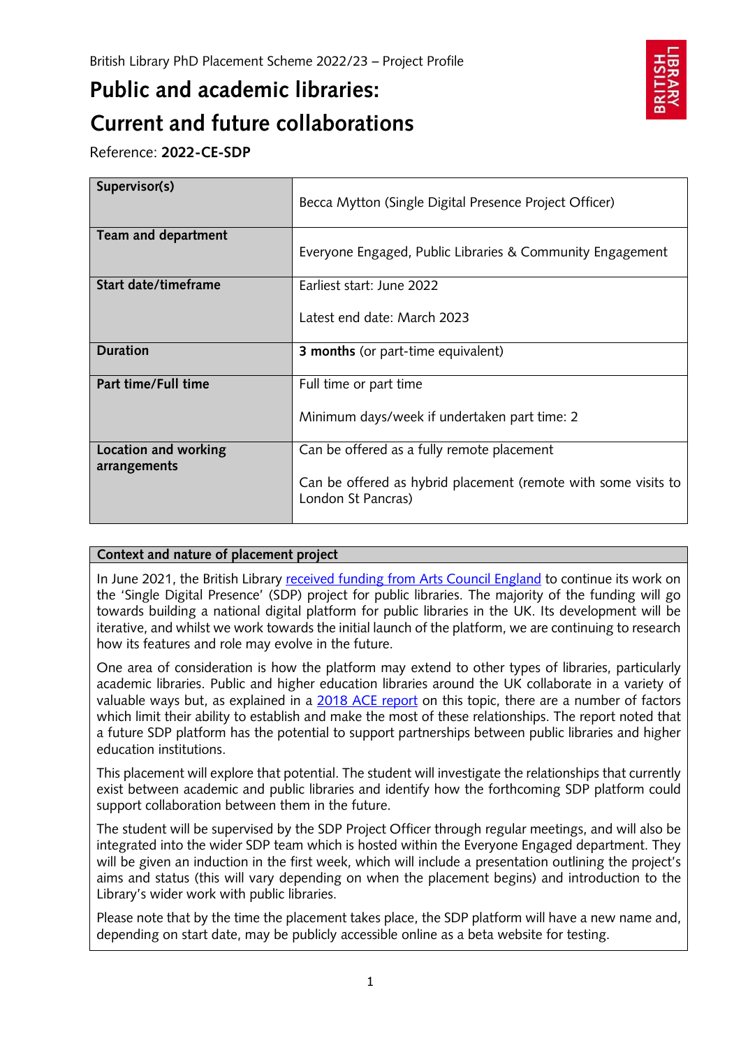British Library PhD Placement Scheme 2022/23 – Project Profile

# Public and academic libraries: Current and future collaborations

Reference: **2022-CE-SDP**

| | |
|---|---|
| **Supervisor(s)** | Becca Mytton (Single Digital Presence Project Officer) |
| **Team and department** | Everyone Engaged, Public Libraries & Community Engagement |
| **Start date/timeframe** | Earliest start: June 2022<br><br>Latest end date: March 2023 |
| **Duration** | **3 months** (or part-time equivalent) |
| **Part time/Full time** | Full time or part time<br><br>Minimum days/week if undertaken part time: 2 |
| **Location and working arrangements** | Can be offered as a fully remote placement<br><br>Can be offered as hybrid placement (remote with some visits to London St Pancras) |

## Context and nature of placement project

In June 2021, the British Library [received funding from Arts Council England](#) to continue its work on the 'Single Digital Presence' (SDP) project for public libraries. The majority of the funding will go towards building a national digital platform for public libraries in the UK. Its development will be iterative, and whilst we work towards the initial launch of the platform, we are continuing to research how its features and role may evolve in the future.

One area of consideration is how the platform may extend to other types of libraries, particularly academic libraries. Public and higher education libraries around the UK collaborate in a variety of valuable ways but, as explained in a [2018 ACE report](#) on this topic, there are a number of factors which limit their ability to establish and make the most of these relationships. The report noted that a future SDP platform has the potential to support partnerships between public libraries and higher education institutions.

This placement will explore that potential. The student will investigate the relationships that currently exist between academic and public libraries and identify how the forthcoming SDP platform could support collaboration between them in the future.

The student will be supervised by the SDP Project Officer through regular meetings, and will also be integrated into the wider SDP team which is hosted within the Everyone Engaged department. They will be given an induction in the first week, which will include a presentation outlining the project's aims and status (this will vary depending on when the placement begins) and introduction to the Library's wider work with public libraries.

Please note that by the time the placement takes place, the SDP platform will have a new name and, depending on start date, may be publicly accessible online as a beta website for testing.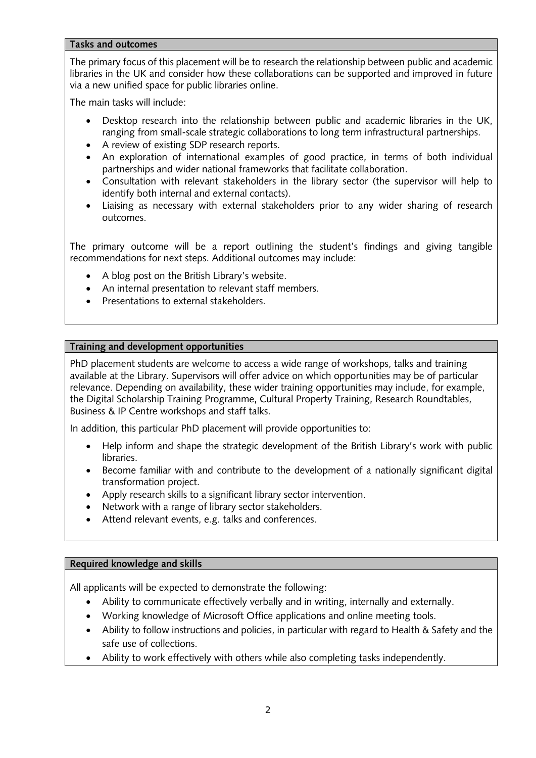## Tasks and outcomes

The primary focus of this placement will be to research the relationship between public and academic libraries in the UK and consider how these collaborations can be supported and improved in future via a new unified space for public libraries online.

The main tasks will include:

- Desktop research into the relationship between public and academic libraries in the UK, ranging from small-scale strategic collaborations to long term infrastructural partnerships.
- A review of existing SDP research reports.
- An exploration of international examples of good practice, in terms of both individual partnerships and wider national frameworks that facilitate collaboration.
- Consultation with relevant stakeholders in the library sector (the supervisor will help to identify both internal and external contacts).
- Liaising as necessary with external stakeholders prior to any wider sharing of research outcomes.

The primary outcome will be a report outlining the student's findings and giving tangible recommendations for next steps. Additional outcomes may include:

- A blog post on the British Library's website.
- An internal presentation to relevant staff members.
- Presentations to external stakeholders.

## Training and development opportunities

PhD placement students are welcome to access a wide range of workshops, talks and training available at the Library. Supervisors will offer advice on which opportunities may be of particular relevance. Depending on availability, these wider training opportunities may include, for example, the Digital Scholarship Training Programme, Cultural Property Training, Research Roundtables, Business & IP Centre workshops and staff talks.

In addition, this particular PhD placement will provide opportunities to:

- Help inform and shape the strategic development of the British Library's work with public libraries.
- Become familiar with and contribute to the development of a nationally significant digital transformation project.
- Apply research skills to a significant library sector intervention.
- Network with a range of library sector stakeholders.
- Attend relevant events, e.g. talks and conferences.

## Required knowledge and skills

All applicants will be expected to demonstrate the following:

- Ability to communicate effectively verbally and in writing, internally and externally.
- Working knowledge of Microsoft Office applications and online meeting tools.
- Ability to follow instructions and policies, in particular with regard to Health & Safety and the safe use of collections.
- Ability to work effectively with others while also completing tasks independently.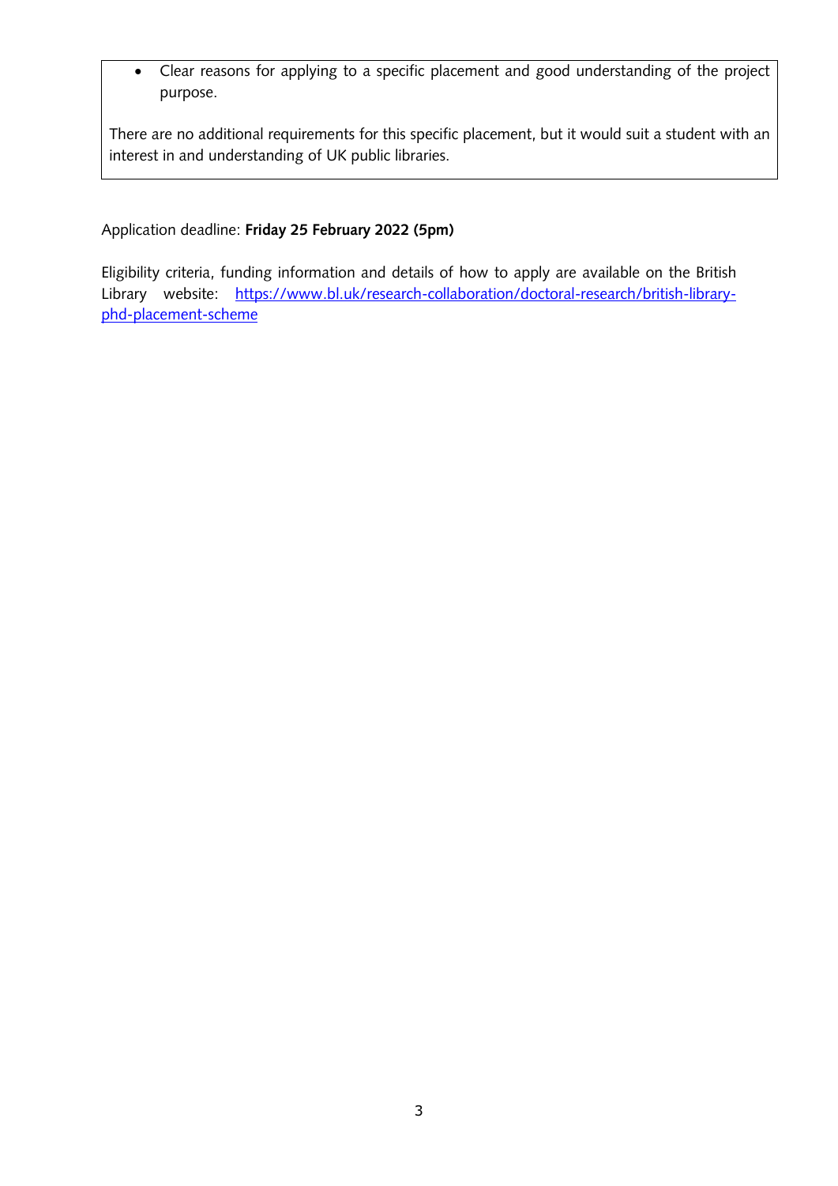- Clear reasons for applying to a specific placement and good understanding of the project purpose.

There are no additional requirements for this specific placement, but it would suit a student with an interest in and understanding of UK public libraries.

Application deadline: **Friday 25 February 2022 (5pm)**

Eligibility criteria, funding information and details of how to apply are available on the British Library website: [https://www.bl.uk/research-collaboration/doctoral-research/british-library-phd-placement-scheme](https://www.bl.uk/research-collaboration/doctoral-research/british-library-phd-placement-scheme)